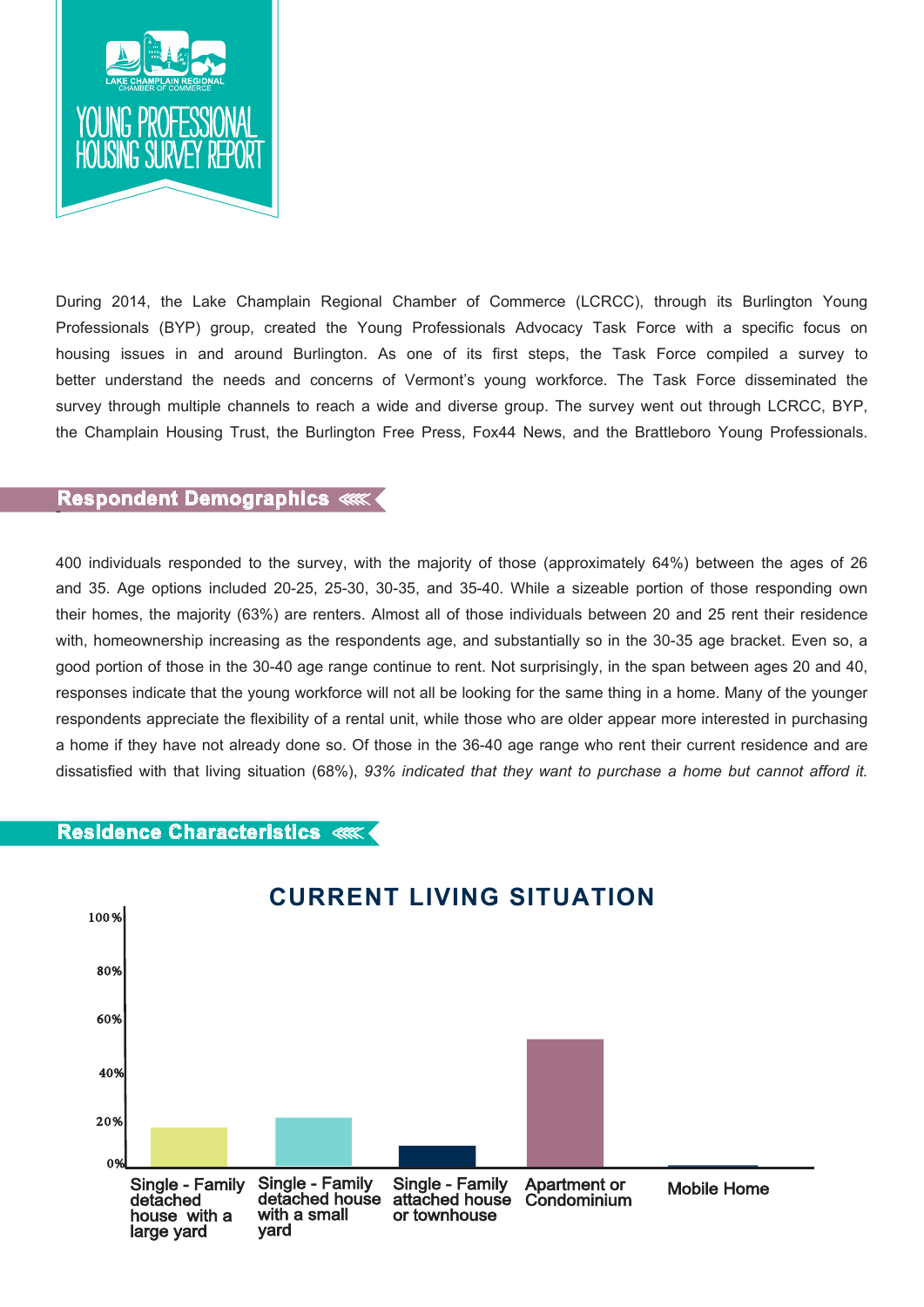LAKE CHAMPLAIN REGIONAL CHAMBER OF COMMERCE

# YOUNG PROFESSIONAL HOUSING SURVEY REPORT

During 2014, the Lake Champlain Regional Chamber of Commerce (LCRCC), through its Burlington Young Professionals (BYP) group, created the Young Professionals Advocacy Task Force with a specific focus on housing issues in and around Burlington. As one of its first steps, the Task Force compiled a survey to better understand the needs and concerns of Vermont's young workforce. The Task Force disseminated the survey through multiple channels to reach a wide and diverse group. The survey went out through LCRCC, BYP, the Champlain Housing Trust, the Burlington Free Press, Fox44 News, and the Brattleboro Young Professionals.

## Respondent Demographics

400 individuals responded to the survey, with the majority of those (approximately 64%) between the ages of 26 and 35. Age options included 20-25, 25-30, 30-35, and 35-40. While a sizeable portion of those responding own their homes, the majority (63%) are renters. Almost all of those individuals between 20 and 25 rent their residence with, homeownership increasing as the respondents age, and substantially so in the 30-35 age bracket. Even so, a good portion of those in the 30-40 age range continue to rent. Not surprisingly, in the span between ages 20 and 40, responses indicate that the young workforce will not all be looking for the same thing in a home. Many of the younger respondents appreciate the flexibility of a rental unit, while those who are older appear more interested in purchasing a home if they have not already done so. Of those in the 36-40 age range who rent their current residence and are dissatisfied with that living situation (68%), *93% indicated that they want to purchase a home but cannot afford it.*

## Residence Characteristics

**CURRENT LIVING SITUATION**

- Single - Family detached house with a large yard
- Single - Family detached house with a small yard
- Single - Family attached house or townhouse
- Apartment or Condominium
- Mobile Home

(Y-axis: 0%, 20%, 40%, 60%, 80%, 100%)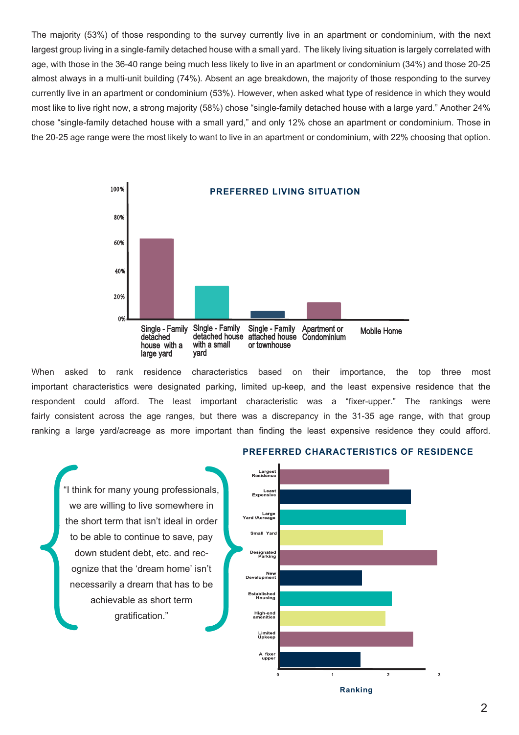The majority (53%) of those responding to the survey currently live in an apartment or condominium, with the next largest group living in a single-family detached house with a small yard. The likely living situation is largely correlated with age, with those in the 36-40 range being much less likely to live in an apartment or condominium (34%) and those 20-25 almost always in a multi-unit building (74%). Absent an age breakdown, the majority of those responding to the survey currently live in an apartment or condominium (53%). However, when asked what type of residence in which they would most like to live right now, a strong majority (58%) chose "single-family detached house with a large yard." Another 24% chose "single-family detached house with a small yard," and only 12% chose an apartment or condominium. Those in the 20-25 age range were the most likely to want to live in an apartment or condominium, with 22% choosing that option.

**PREFERRED LIVING SITUATION**

100%
80%
60%
40%
20%
0%

Single - Family detached house with a large yard | Single - Family detached house with a small yard | Single - Family attached house or townhouse | Apartment or Condominium | Mobile Home

When asked to rank residence characteristics based on their importance, the top three most important characteristics were designated parking, limited up-keep, and the least expensive residence that the respondent could afford. The least important characteristic was a "fixer-upper." The rankings were fairly consistent across the age ranges, but there was a discrepancy in the 31-35 age range, with that group ranking a large yard/acreage as more important than finding the least expensive residence they could afford.

"I think for many young professionals, we are willing to live somewhere in the short term that isn't ideal in order to be able to continue to save, pay down student debt, etc. and recognize that the 'dream home' isn't necessarily a dream that has to be achievable as short term gratification."

**PREFERRED CHARACTERISTICS OF RESIDENCE**

Largest Residence
Least Expensive
Large Yard /Acreage
Small Yard
Designated Parking
New Development
Established Housing
High-end amenities
Limited Upkeep
A fixer upper

0 1 2 3

Ranking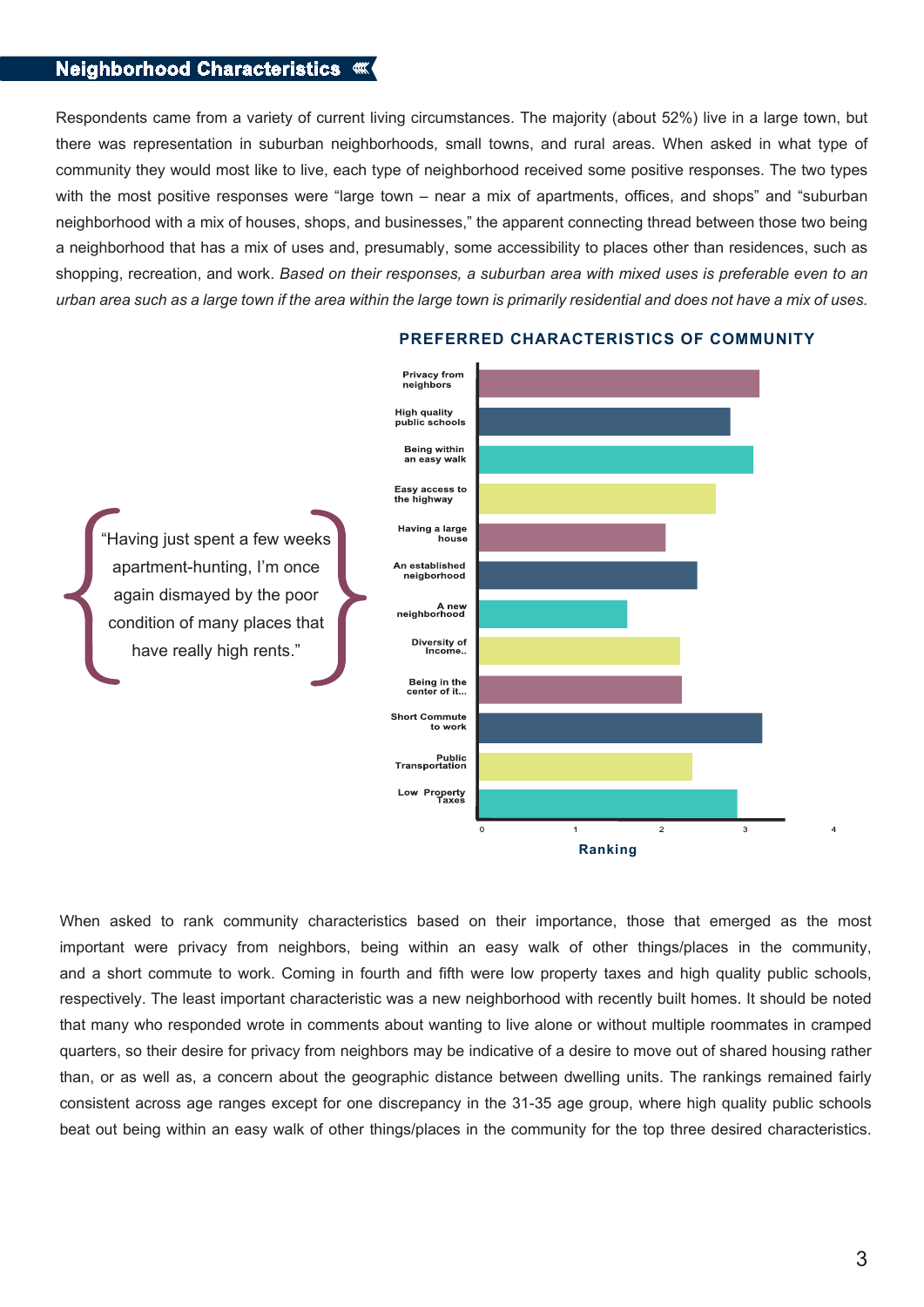## Neighborhood Characteristics

Respondents came from a variety of current living circumstances. The majority (about 52%) live in a large town, but there was representation in suburban neighborhoods, small towns, and rural areas. When asked in what type of community they would most like to live, each type of neighborhood received some positive responses. The two types with the most positive responses were "large town – near a mix of apartments, offices, and shops" and "suburban neighborhood with a mix of houses, shops, and businesses," the apparent connecting thread between those two being a neighborhood that has a mix of uses and, presumably, some accessibility to places other than residences, such as shopping, recreation, and work. *Based on their responses, a suburban area with mixed uses is preferable even to an urban area such as a large town if the area within the large town is primarily residential and does not have a mix of uses.*

> "Having just spent a few weeks apartment-hunting, I'm once again dismayed by the poor condition of many places that have really high rents."

**PREFERRED CHARACTERISTICS OF COMMUNITY**

- Privacy from neighbors
- High quality public schools
- Being within an easy walk
- Easy access to the highway
- Having a large house
- An established neigborhood
- A new neighborhood
- Diversity of Income..
- Being in the center of it...
- Short Commute to work
- Public Transportation
- Low Property Taxes

Ranking (0–4)

When asked to rank community characteristics based on their importance, those that emerged as the most important were privacy from neighbors, being within an easy walk of other things/places in the community, and a short commute to work. Coming in fourth and fifth were low property taxes and high quality public schools, respectively. The least important characteristic was a new neighborhood with recently built homes. It should be noted that many who responded wrote in comments about wanting to live alone or without multiple roommates in cramped quarters, so their desire for privacy from neighbors may be indicative of a desire to move out of shared housing rather than, or as well as, a concern about the geographic distance between dwelling units. The rankings remained fairly consistent across age ranges except for one discrepancy in the 31-35 age group, where high quality public schools beat out being within an easy walk of other things/places in the community for the top three desired characteristics.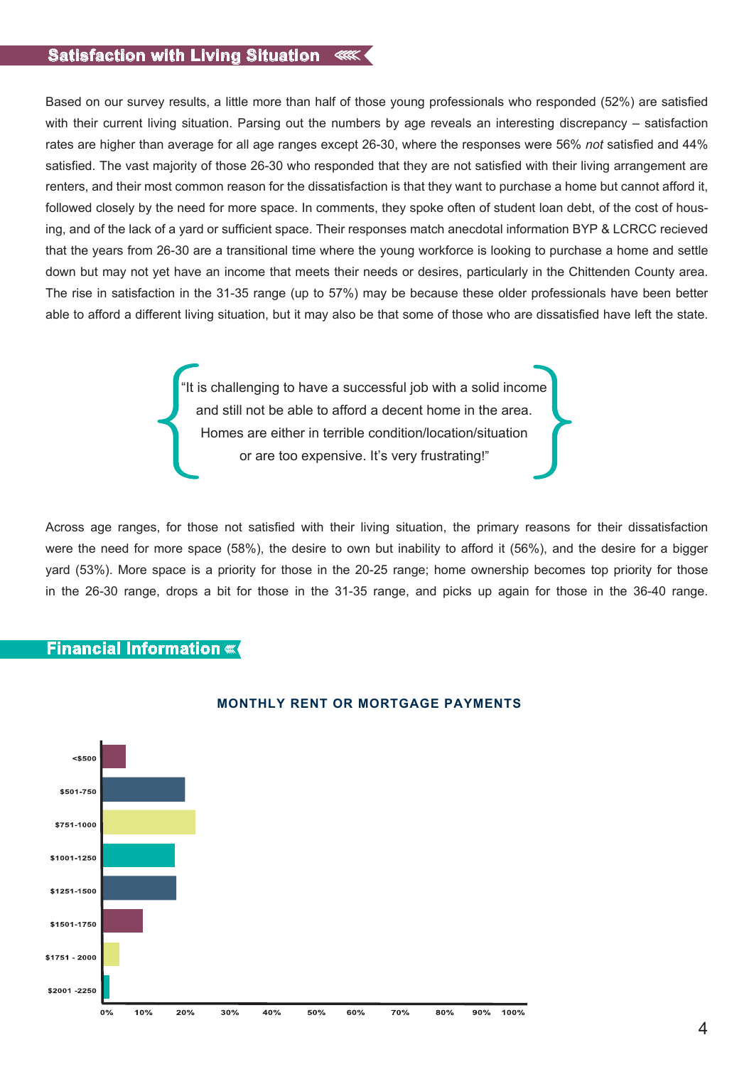## Satisfaction with Living Situation

Based on our survey results, a little more than half of those young professionals who responded (52%) are satisfied with their current living situation. Parsing out the numbers by age reveals an interesting discrepancy – satisfaction rates are higher than average for all age ranges except 26-30, where the responses were 56% *not* satisfied and 44% satisfied. The vast majority of those 26-30 who responded that they are not satisfied with their living arrangement are renters, and their most common reason for the dissatisfaction is that they want to purchase a home but cannot afford it, followed closely by the need for more space. In comments, they spoke often of student loan debt, of the cost of housing, and of the lack of a yard or sufficient space. Their responses match anecdotal information BYP & LCRCC recieved that the years from 26-30 are a transitional time where the young workforce is looking to purchase a home and settle down but may not yet have an income that meets their needs or desires, particularly in the Chittenden County area. The rise in satisfaction in the 31-35 range (up to 57%) may be because these older professionals have been better able to afford a different living situation, but it may also be that some of those who are dissatisfied have left the state.

> "It is challenging to have a successful job with a solid income and still not be able to afford a decent home in the area. Homes are either in terrible condition/location/situation or are too expensive. It's very frustrating!"

Across age ranges, for those not satisfied with their living situation, the primary reasons for their dissatisfaction were the need for more space (58%), the desire to own but inability to afford it (56%), and the desire for a bigger yard (53%). More space is a priority for those in the 20-25 range; home ownership becomes top priority for those in the 26-30 range, drops a bit for those in the 31-35 range, and picks up again for those in the 36-40 range.

## Financial Information

**MONTHLY RENT OR MORTGAGE PAYMENTS**

<$500
$501-750
$751-1000
$1001-1250
$1251-1500
$1501-1750
$1751 - 2000
$2001 -2250

0% 10% 20% 30% 40% 50% 60% 70% 80% 90% 100%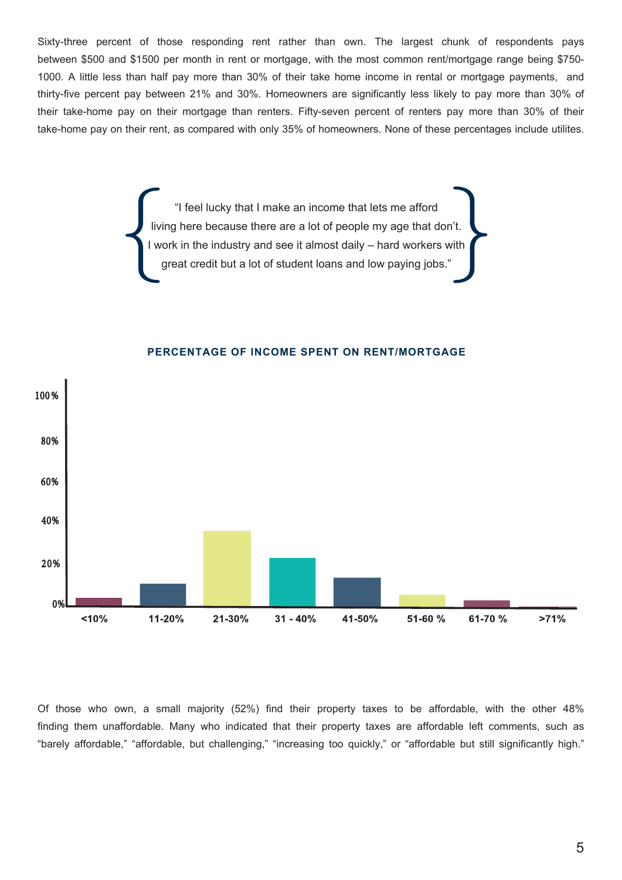Sixty-three percent of those responding rent rather than own. The largest chunk of respondents pays between $500 and $1500 per month in rent or mortgage, with the most common rent/mortgage range being $750-1000. A little less than half pay more than 30% of their take home income in rental or mortgage payments, and thirty-five percent pay between 21% and 30%. Homeowners are significantly less likely to pay more than 30% of their take-home pay on their mortgage than renters. Fifty-seven percent of renters pay more than 30% of their take-home pay on their rent, as compared with only 35% of homeowners. None of these percentages include utilites.

> "I feel lucky that I make an income that lets me afford living here because there are a lot of people my age that don't. I work in the industry and see it almost daily – hard workers with great credit but a lot of student loans and low paying jobs."

**PERCENTAGE OF INCOME SPENT ON RENT/MORTGAGE**

100%
80%
60%
40%
20%
0%

<10% | 11-20% | 21-30% | 31 - 40% | 41-50% | 51-60 % | 61-70 % | >71%

Of those who own, a small majority (52%) find their property taxes to be affordable, with the other 48% finding them unaffordable. Many who indicated that their property taxes are affordable left comments, such as "barely affordable," "affordable, but challenging," "increasing too quickly," or "affordable but still significantly high."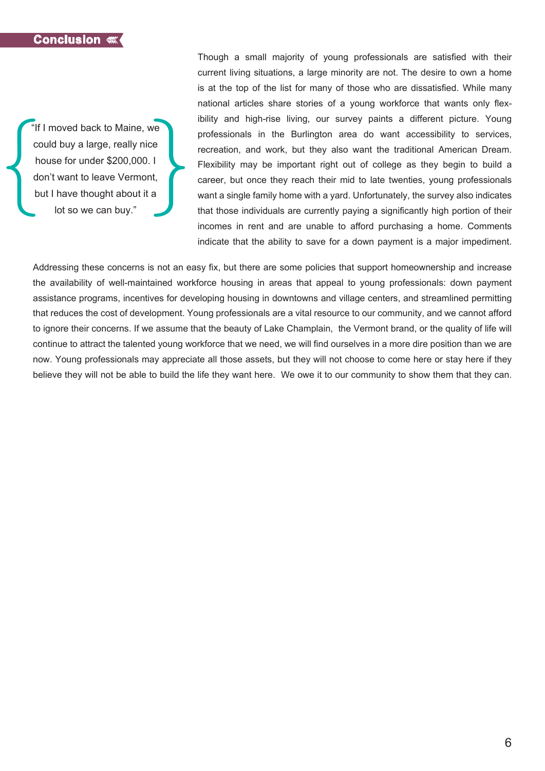## Conclusion

> "If I moved back to Maine, we could buy a large, really nice house for under $200,000. I don't want to leave Vermont, but I have thought about it a lot so we can buy."

Though a small majority of young professionals are satisfied with their current living situations, a large minority are not. The desire to own a home is at the top of the list for many of those who are dissatisfied. While many national articles share stories of a young workforce that wants only flexibility and high-rise living, our survey paints a different picture. Young professionals in the Burlington area do want accessibility to services, recreation, and work, but they also want the traditional American Dream. Flexibility may be important right out of college as they begin to build a career, but once they reach their mid to late twenties, young professionals want a single family home with a yard. Unfortunately, the survey also indicates that those individuals are currently paying a significantly high portion of their incomes in rent and are unable to afford purchasing a home. Comments indicate that the ability to save for a down payment is a major impediment.

Addressing these concerns is not an easy fix, but there are some policies that support homeownership and increase the availability of well-maintained workforce housing in areas that appeal to young professionals: down payment assistance programs, incentives for developing housing in downtowns and village centers, and streamlined permitting that reduces the cost of development. Young professionals are a vital resource to our community, and we cannot afford to ignore their concerns. If we assume that the beauty of Lake Champlain, the Vermont brand, or the quality of life will continue to attract the talented young workforce that we need, we will find ourselves in a more dire position than we are now. Young professionals may appreciate all those assets, but they will not choose to come here or stay here if they believe they will not be able to build the life they want here. We owe it to our community to show them that they can.